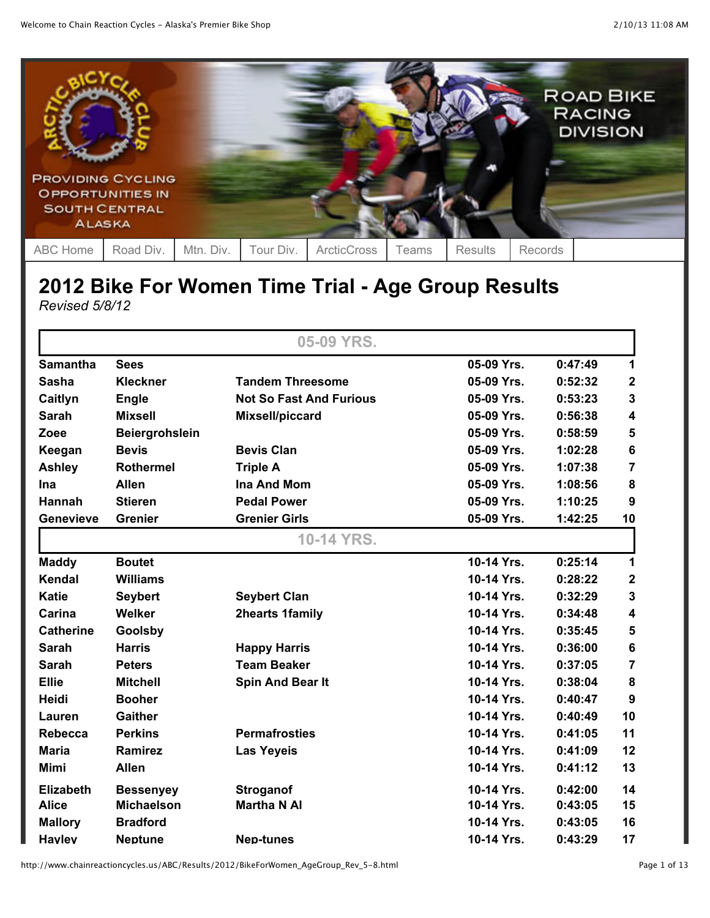PROVIDING CYCLING OPPORTUNITIES IN SOUTH CENTRAL ALASKA

ROAD BIKE RACING DIVISION

ABC Home | Road Div. | Mtn. Div. | Tour Div. | ArcticCross | Teams | Results | Records

# 2012 Bike For Women Time Trial - Age Group Results

*Revised 5/8/12*

| | | 05-09 YRS. | | | |
|---|---|---|---|---|---|
| Samantha | Sees | | 05-09 Yrs. | 0:47:49 | 1 |
| Sasha | Kleckner | Tandem Threesome | 05-09 Yrs. | 0:52:32 | 2 |
| Caitlyn | Engle | Not So Fast And Furious | 05-09 Yrs. | 0:53:23 | 3 |
| Sarah | Mixsell | Mixsell/piccard | 05-09 Yrs. | 0:56:38 | 4 |
| Zoee | Beiergrohslein | | 05-09 Yrs. | 0:58:59 | 5 |
| Keegan | Bevis | Bevis Clan | 05-09 Yrs. | 1:02:28 | 6 |
| Ashley | Rothermel | Triple A | 05-09 Yrs. | 1:07:38 | 7 |
| Ina | Allen | Ina And Mom | 05-09 Yrs. | 1:08:56 | 8 |
| Hannah | Stieren | Pedal Power | 05-09 Yrs. | 1:10:25 | 9 |
| Genevieve | Grenier | Grenier Girls | 05-09 Yrs. | 1:42:25 | 10 |
| | | **10-14 YRS.** | | | |
| Maddy | Boutet | | 10-14 Yrs. | 0:25:14 | 1 |
| Kendal | Williams | | 10-14 Yrs. | 0:28:22 | 2 |
| Katie | Seybert | Seybert Clan | 10-14 Yrs. | 0:32:29 | 3 |
| Carina | Welker | 2hearts 1family | 10-14 Yrs. | 0:34:48 | 4 |
| Catherine | Goolsby | | 10-14 Yrs. | 0:35:45 | 5 |
| Sarah | Harris | Happy Harris | 10-14 Yrs. | 0:36:00 | 6 |
| Sarah | Peters | Team Beaker | 10-14 Yrs. | 0:37:05 | 7 |
| Ellie | Mitchell | Spin And Bear It | 10-14 Yrs. | 0:38:04 | 8 |
| Heidi | Booher | | 10-14 Yrs. | 0:40:47 | 9 |
| Lauren | Gaither | | 10-14 Yrs. | 0:40:49 | 10 |
| Rebecca | Perkins | Permafrosties | 10-14 Yrs. | 0:41:05 | 11 |
| Maria | Ramirez | Las Yeyeis | 10-14 Yrs. | 0:41:09 | 12 |
| Mimi | Allen | | 10-14 Yrs. | 0:41:12 | 13 |
| Elizabeth | Bessenyey | Stroganof | 10-14 Yrs. | 0:42:00 | 14 |
| Alice | Michaelson | Martha N Al | 10-14 Yrs. | 0:43:05 | 15 |
| Mallory | Bradford | | 10-14 Yrs. | 0:43:05 | 16 |
| Hayley | Neptune | Nep-tunes | 10-14 Yrs. | 0:43:29 | 17 |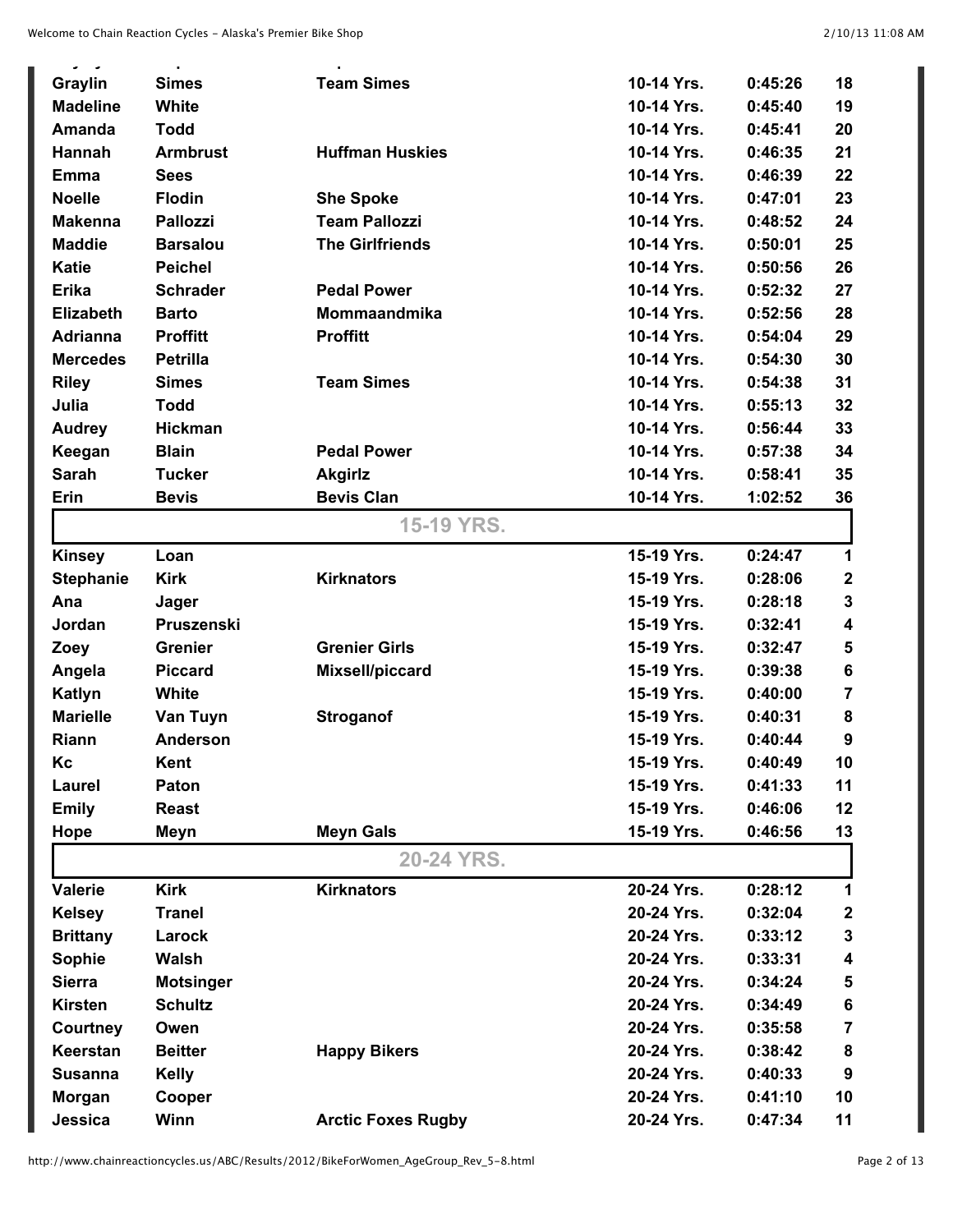| | | | | | |
|---|---|---|---|---|---|
| Graylin | Simes | Team Simes | 10-14 Yrs. | 0:45:26 | 18 |
| Madeline | White | | 10-14 Yrs. | 0:45:40 | 19 |
| Amanda | Todd | | 10-14 Yrs. | 0:45:41 | 20 |
| Hannah | Armbrust | Huffman Huskies | 10-14 Yrs. | 0:46:35 | 21 |
| Emma | Sees | | 10-14 Yrs. | 0:46:39 | 22 |
| Noelle | Flodin | She Spoke | 10-14 Yrs. | 0:47:01 | 23 |
| Makenna | Pallozzi | Team Pallozzi | 10-14 Yrs. | 0:48:52 | 24 |
| Maddie | Barsalou | The Girlfriends | 10-14 Yrs. | 0:50:01 | 25 |
| Katie | Peichel | | 10-14 Yrs. | 0:50:56 | 26 |
| Erika | Schrader | Pedal Power | 10-14 Yrs. | 0:52:32 | 27 |
| Elizabeth | Barto | Mommaandmika | 10-14 Yrs. | 0:52:56 | 28 |
| Adrianna | Proffitt | Proffitt | 10-14 Yrs. | 0:54:04 | 29 |
| Mercedes | Petrilla | | 10-14 Yrs. | 0:54:30 | 30 |
| Riley | Simes | Team Simes | 10-14 Yrs. | 0:54:38 | 31 |
| Julia | Todd | | 10-14 Yrs. | 0:55:13 | 32 |
| Audrey | Hickman | | 10-14 Yrs. | 0:56:44 | 33 |
| Keegan | Blain | Pedal Power | 10-14 Yrs. | 0:57:38 | 34 |
| Sarah | Tucker | Akgirlz | 10-14 Yrs. | 0:58:41 | 35 |
| Erin | Bevis | Bevis Clan | 10-14 Yrs. | 1:02:52 | 36 |

## 15-19 YRS.

| | | | | | |
|---|---|---|---|---|---|
| Kinsey | Loan | | 15-19 Yrs. | 0:24:47 | 1 |
| Stephanie | Kirk | Kirknators | 15-19 Yrs. | 0:28:06 | 2 |
| Ana | Jager | | 15-19 Yrs. | 0:28:18 | 3 |
| Jordan | Pruszenski | | 15-19 Yrs. | 0:32:41 | 4 |
| Zoey | Grenier | Grenier Girls | 15-19 Yrs. | 0:32:47 | 5 |
| Angela | Piccard | Mixsell/piccard | 15-19 Yrs. | 0:39:38 | 6 |
| Katlyn | White | | 15-19 Yrs. | 0:40:00 | 7 |
| Marielle | Van Tuyn | Stroganof | 15-19 Yrs. | 0:40:31 | 8 |
| Riann | Anderson | | 15-19 Yrs. | 0:40:44 | 9 |
| Kc | Kent | | 15-19 Yrs. | 0:40:49 | 10 |
| Laurel | Paton | | 15-19 Yrs. | 0:41:33 | 11 |
| Emily | Reast | | 15-19 Yrs. | 0:46:06 | 12 |
| Hope | Meyn | Meyn Gals | 15-19 Yrs. | 0:46:56 | 13 |

## 20-24 YRS.

| | | | | | |
|---|---|---|---|---|---|
| Valerie | Kirk | Kirknators | 20-24 Yrs. | 0:28:12 | 1 |
| Kelsey | Tranel | | 20-24 Yrs. | 0:32:04 | 2 |
| Brittany | Larock | | 20-24 Yrs. | 0:33:12 | 3 |
| Sophie | Walsh | | 20-24 Yrs. | 0:33:31 | 4 |
| Sierra | Motsinger | | 20-24 Yrs. | 0:34:24 | 5 |
| Kirsten | Schultz | | 20-24 Yrs. | 0:34:49 | 6 |
| Courtney | Owen | | 20-24 Yrs. | 0:35:58 | 7 |
| Keerstan | Beitter | Happy Bikers | 20-24 Yrs. | 0:38:42 | 8 |
| Susanna | Kelly | | 20-24 Yrs. | 0:40:33 | 9 |
| Morgan | Cooper | | 20-24 Yrs. | 0:41:10 | 10 |
| Jessica | Winn | Arctic Foxes Rugby | 20-24 Yrs. | 0:47:34 | 11 |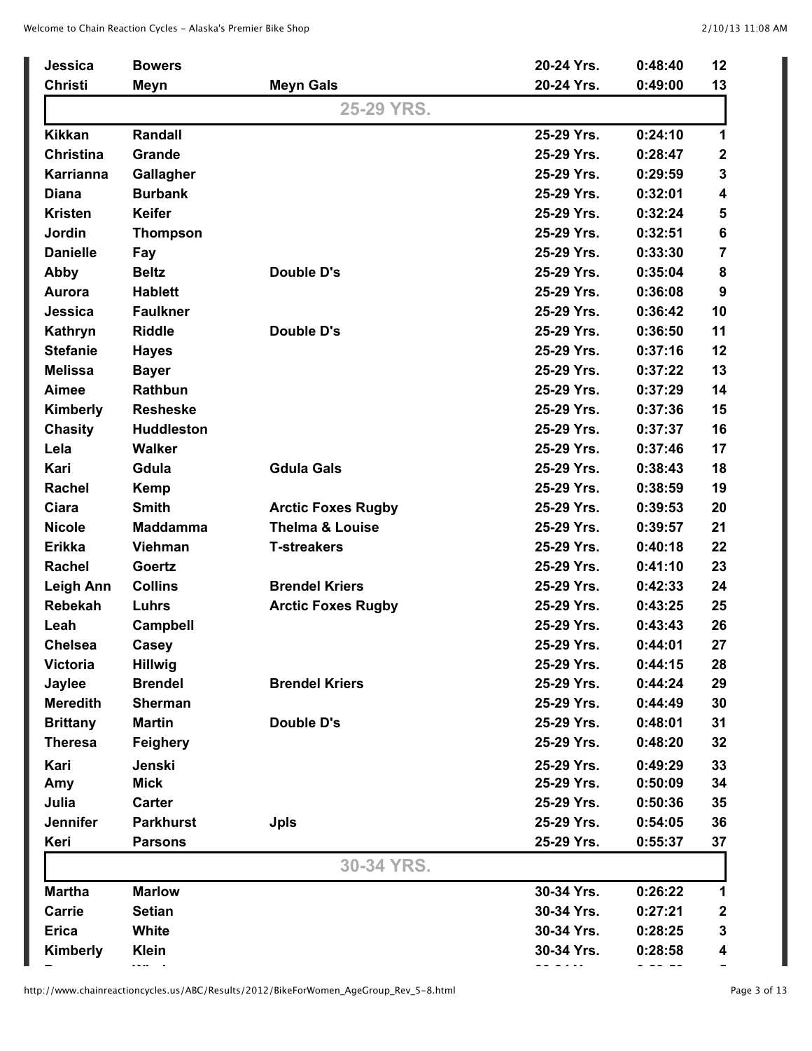| | | | | | |
|---|---|---|---|---|---|
| Jessica | Bowers | | 20-24 Yrs. | 0:48:40 | 12 |
| Christi | Meyn | Meyn Gals | 20-24 Yrs. | 0:49:00 | 13 |
| | | **25-29 YRS.** | | | |
| Kikkan | Randall | | 25-29 Yrs. | 0:24:10 | 1 |
| Christina | Grande | | 25-29 Yrs. | 0:28:47 | 2 |
| Karrianna | Gallagher | | 25-29 Yrs. | 0:29:59 | 3 |
| Diana | Burbank | | 25-29 Yrs. | 0:32:01 | 4 |
| Kristen | Keifer | | 25-29 Yrs. | 0:32:24 | 5 |
| Jordin | Thompson | | 25-29 Yrs. | 0:32:51 | 6 |
| Danielle | Fay | | 25-29 Yrs. | 0:33:30 | 7 |
| Abby | Beltz | Double D's | 25-29 Yrs. | 0:35:04 | 8 |
| Aurora | Hablett | | 25-29 Yrs. | 0:36:08 | 9 |
| Jessica | Faulkner | | 25-29 Yrs. | 0:36:42 | 10 |
| Kathryn | Riddle | Double D's | 25-29 Yrs. | 0:36:50 | 11 |
| Stefanie | Hayes | | 25-29 Yrs. | 0:37:16 | 12 |
| Melissa | Bayer | | 25-29 Yrs. | 0:37:22 | 13 |
| Aimee | Rathbun | | 25-29 Yrs. | 0:37:29 | 14 |
| Kimberly | Resheske | | 25-29 Yrs. | 0:37:36 | 15 |
| Chasity | Huddleston | | 25-29 Yrs. | 0:37:37 | 16 |
| Lela | Walker | | 25-29 Yrs. | 0:37:46 | 17 |
| Kari | Gdula | Gdula Gals | 25-29 Yrs. | 0:38:43 | 18 |
| Rachel | Kemp | | 25-29 Yrs. | 0:38:59 | 19 |
| Ciara | Smith | Arctic Foxes Rugby | 25-29 Yrs. | 0:39:53 | 20 |
| Nicole | Maddamma | Thelma & Louise | 25-29 Yrs. | 0:39:57 | 21 |
| Erikka | Viehman | T-streakers | 25-29 Yrs. | 0:40:18 | 22 |
| Rachel | Goertz | | 25-29 Yrs. | 0:41:10 | 23 |
| Leigh Ann | Collins | Brendel Kriers | 25-29 Yrs. | 0:42:33 | 24 |
| Rebekah | Luhrs | Arctic Foxes Rugby | 25-29 Yrs. | 0:43:25 | 25 |
| Leah | Campbell | | 25-29 Yrs. | 0:43:43 | 26 |
| Chelsea | Casey | | 25-29 Yrs. | 0:44:01 | 27 |
| Victoria | Hillwig | | 25-29 Yrs. | 0:44:15 | 28 |
| Jaylee | Brendel | Brendel Kriers | 25-29 Yrs. | 0:44:24 | 29 |
| Meredith | Sherman | | 25-29 Yrs. | 0:44:49 | 30 |
| Brittany | Martin | Double D's | 25-29 Yrs. | 0:48:01 | 31 |
| Theresa | Feighery | | 25-29 Yrs. | 0:48:20 | 32 |
| Kari | Jenski | | 25-29 Yrs. | 0:49:29 | 33 |
| Amy | Mick | | 25-29 Yrs. | 0:50:09 | 34 |
| Julia | Carter | | 25-29 Yrs. | 0:50:36 | 35 |
| Jennifer | Parkhurst | Jpls | 25-29 Yrs. | 0:54:05 | 36 |
| Keri | Parsons | | 25-29 Yrs. | 0:55:37 | 37 |
| | | **30-34 YRS.** | | | |
| Martha | Marlow | | 30-34 Yrs. | 0:26:22 | 1 |
| Carrie | Setian | | 30-34 Yrs. | 0:27:21 | 2 |
| Erica | White | | 30-34 Yrs. | 0:28:25 | 3 |
| Kimberly | Klein | | 30-34 Yrs. | 0:28:58 | 4 |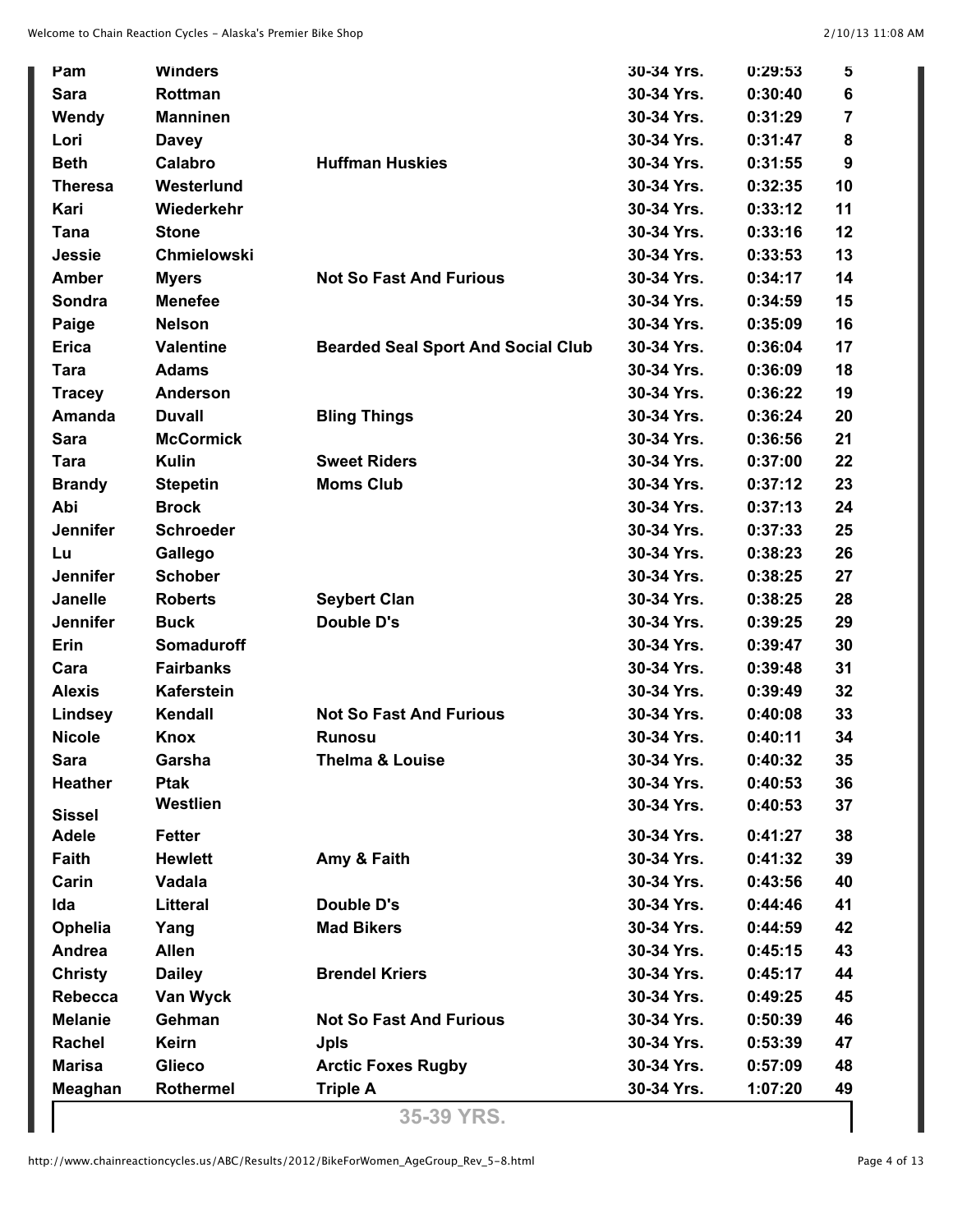| | | | | | |
|---|---|---|---|---|---|
| **Pam** | **Winders** | | **30-34 Yrs.** | **0:29:53** | **5** |
| **Sara** | **Rottman** | | **30-34 Yrs.** | **0:30:40** | **6** |
| **Wendy** | **Manninen** | | **30-34 Yrs.** | **0:31:29** | **7** |
| **Lori** | **Davey** | | **30-34 Yrs.** | **0:31:47** | **8** |
| **Beth** | **Calabro** | **Huffman Huskies** | **30-34 Yrs.** | **0:31:55** | **9** |
| **Theresa** | **Westerlund** | | **30-34 Yrs.** | **0:32:35** | **10** |
| **Kari** | **Wiederkehr** | | **30-34 Yrs.** | **0:33:12** | **11** |
| **Tana** | **Stone** | | **30-34 Yrs.** | **0:33:16** | **12** |
| **Jessie** | **Chmielowski** | | **30-34 Yrs.** | **0:33:53** | **13** |
| **Amber** | **Myers** | **Not So Fast And Furious** | **30-34 Yrs.** | **0:34:17** | **14** |
| **Sondra** | **Menefee** | | **30-34 Yrs.** | **0:34:59** | **15** |
| **Paige** | **Nelson** | | **30-34 Yrs.** | **0:35:09** | **16** |
| **Erica** | **Valentine** | **Bearded Seal Sport And Social Club** | **30-34 Yrs.** | **0:36:04** | **17** |
| **Tara** | **Adams** | | **30-34 Yrs.** | **0:36:09** | **18** |
| **Tracey** | **Anderson** | | **30-34 Yrs.** | **0:36:22** | **19** |
| **Amanda** | **Duvall** | **Bling Things** | **30-34 Yrs.** | **0:36:24** | **20** |
| **Sara** | **McCormick** | | **30-34 Yrs.** | **0:36:56** | **21** |
| **Tara** | **Kulin** | **Sweet Riders** | **30-34 Yrs.** | **0:37:00** | **22** |
| **Brandy** | **Stepetin** | **Moms Club** | **30-34 Yrs.** | **0:37:12** | **23** |
| **Abi** | **Brock** | | **30-34 Yrs.** | **0:37:13** | **24** |
| **Jennifer** | **Schroeder** | | **30-34 Yrs.** | **0:37:33** | **25** |
| **Lu** | **Gallego** | | **30-34 Yrs.** | **0:38:23** | **26** |
| **Jennifer** | **Schober** | | **30-34 Yrs.** | **0:38:25** | **27** |
| **Janelle** | **Roberts** | **Seybert Clan** | **30-34 Yrs.** | **0:38:25** | **28** |
| **Jennifer** | **Buck** | **Double D's** | **30-34 Yrs.** | **0:39:25** | **29** |
| **Erin** | **Somaduroff** | | **30-34 Yrs.** | **0:39:47** | **30** |
| **Cara** | **Fairbanks** | | **30-34 Yrs.** | **0:39:48** | **31** |
| **Alexis** | **Kaferstein** | | **30-34 Yrs.** | **0:39:49** | **32** |
| **Lindsey** | **Kendall** | **Not So Fast And Furious** | **30-34 Yrs.** | **0:40:08** | **33** |
| **Nicole** | **Knox** | **Runosu** | **30-34 Yrs.** | **0:40:11** | **34** |
| **Sara** | **Garsha** | **Thelma & Louise** | **30-34 Yrs.** | **0:40:32** | **35** |
| **Heather** | **Ptak** | | **30-34 Yrs.** | **0:40:53** | **36** |
| **Sissel** | **Westlien** | | **30-34 Yrs.** | **0:40:53** | **37** |
| **Adele** | **Fetter** | | **30-34 Yrs.** | **0:41:27** | **38** |
| **Faith** | **Hewlett** | **Amy & Faith** | **30-34 Yrs.** | **0:41:32** | **39** |
| **Carin** | **Vadala** | | **30-34 Yrs.** | **0:43:56** | **40** |
| **Ida** | **Litteral** | **Double D's** | **30-34 Yrs.** | **0:44:46** | **41** |
| **Ophelia** | **Yang** | **Mad Bikers** | **30-34 Yrs.** | **0:44:59** | **42** |
| **Andrea** | **Allen** | | **30-34 Yrs.** | **0:45:15** | **43** |
| **Christy** | **Dailey** | **Brendel Kriers** | **30-34 Yrs.** | **0:45:17** | **44** |
| **Rebecca** | **Van Wyck** | | **30-34 Yrs.** | **0:49:25** | **45** |
| **Melanie** | **Gehman** | **Not So Fast And Furious** | **30-34 Yrs.** | **0:50:39** | **46** |
| **Rachel** | **Keirn** | **Jpls** | **30-34 Yrs.** | **0:53:39** | **47** |
| **Marisa** | **Glieco** | **Arctic Foxes Rugby** | **30-34 Yrs.** | **0:57:09** | **48** |
| **Meaghan** | **Rothermel** | **Triple A** | **30-34 Yrs.** | **1:07:20** | **49** |

## 35-39 YRS.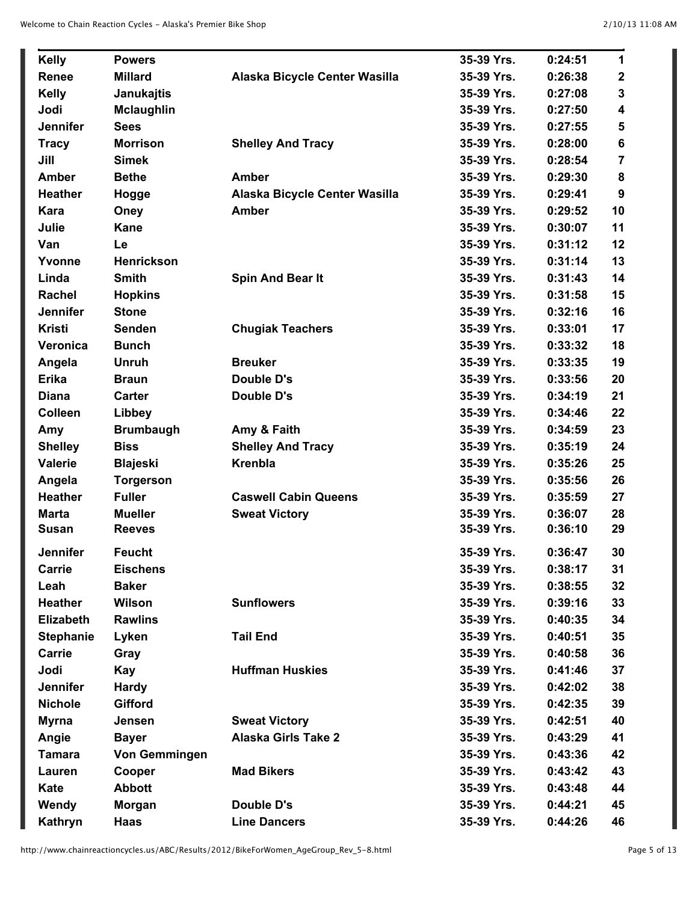| | | | | | |
|---|---|---|---|---|---|
| **Kelly** | **Powers** | | **35-39 Yrs.** | **0:24:51** | **1** |
| **Renee** | **Millard** | **Alaska Bicycle Center Wasilla** | **35-39 Yrs.** | **0:26:38** | **2** |
| **Kelly** | **Janukajtis** | | **35-39 Yrs.** | **0:27:08** | **3** |
| **Jodi** | **Mclaughlin** | | **35-39 Yrs.** | **0:27:50** | **4** |
| **Jennifer** | **Sees** | | **35-39 Yrs.** | **0:27:55** | **5** |
| **Tracy** | **Morrison** | **Shelley And Tracy** | **35-39 Yrs.** | **0:28:00** | **6** |
| **Jill** | **Simek** | | **35-39 Yrs.** | **0:28:54** | **7** |
| **Amber** | **Bethe** | **Amber** | **35-39 Yrs.** | **0:29:30** | **8** |
| **Heather** | **Hogge** | **Alaska Bicycle Center Wasilla** | **35-39 Yrs.** | **0:29:41** | **9** |
| **Kara** | **Oney** | **Amber** | **35-39 Yrs.** | **0:29:52** | **10** |
| **Julie** | **Kane** | | **35-39 Yrs.** | **0:30:07** | **11** |
| **Van** | **Le** | | **35-39 Yrs.** | **0:31:12** | **12** |
| **Yvonne** | **Henrickson** | | **35-39 Yrs.** | **0:31:14** | **13** |
| **Linda** | **Smith** | **Spin And Bear It** | **35-39 Yrs.** | **0:31:43** | **14** |
| **Rachel** | **Hopkins** | | **35-39 Yrs.** | **0:31:58** | **15** |
| **Jennifer** | **Stone** | | **35-39 Yrs.** | **0:32:16** | **16** |
| **Kristi** | **Senden** | **Chugiak Teachers** | **35-39 Yrs.** | **0:33:01** | **17** |
| **Veronica** | **Bunch** | | **35-39 Yrs.** | **0:33:32** | **18** |
| **Angela** | **Unruh** | **Breuker** | **35-39 Yrs.** | **0:33:35** | **19** |
| **Erika** | **Braun** | **Double D's** | **35-39 Yrs.** | **0:33:56** | **20** |
| **Diana** | **Carter** | **Double D's** | **35-39 Yrs.** | **0:34:19** | **21** |
| **Colleen** | **Libbey** | | **35-39 Yrs.** | **0:34:46** | **22** |
| **Amy** | **Brumbaugh** | **Amy & Faith** | **35-39 Yrs.** | **0:34:59** | **23** |
| **Shelley** | **Biss** | **Shelley And Tracy** | **35-39 Yrs.** | **0:35:19** | **24** |
| **Valerie** | **Blajeski** | **Krenbla** | **35-39 Yrs.** | **0:35:26** | **25** |
| **Angela** | **Torgerson** | | **35-39 Yrs.** | **0:35:56** | **26** |
| **Heather** | **Fuller** | **Caswell Cabin Queens** | **35-39 Yrs.** | **0:35:59** | **27** |
| **Marta** | **Mueller** | **Sweat Victory** | **35-39 Yrs.** | **0:36:07** | **28** |
| **Susan** | **Reeves** | | **35-39 Yrs.** | **0:36:10** | **29** |
| **Jennifer** | **Feucht** | | **35-39 Yrs.** | **0:36:47** | **30** |
| **Carrie** | **Eischens** | | **35-39 Yrs.** | **0:38:17** | **31** |
| **Leah** | **Baker** | | **35-39 Yrs.** | **0:38:55** | **32** |
| **Heather** | **Wilson** | **Sunflowers** | **35-39 Yrs.** | **0:39:16** | **33** |
| **Elizabeth** | **Rawlins** | | **35-39 Yrs.** | **0:40:35** | **34** |
| **Stephanie** | **Lyken** | **Tail End** | **35-39 Yrs.** | **0:40:51** | **35** |
| **Carrie** | **Gray** | | **35-39 Yrs.** | **0:40:58** | **36** |
| **Jodi** | **Kay** | **Huffman Huskies** | **35-39 Yrs.** | **0:41:46** | **37** |
| **Jennifer** | **Hardy** | | **35-39 Yrs.** | **0:42:02** | **38** |
| **Nichole** | **Gifford** | | **35-39 Yrs.** | **0:42:35** | **39** |
| **Myrna** | **Jensen** | **Sweat Victory** | **35-39 Yrs.** | **0:42:51** | **40** |
| **Angie** | **Bayer** | **Alaska Girls Take 2** | **35-39 Yrs.** | **0:43:29** | **41** |
| **Tamara** | **Von Gemmingen** | | **35-39 Yrs.** | **0:43:36** | **42** |
| **Lauren** | **Cooper** | **Mad Bikers** | **35-39 Yrs.** | **0:43:42** | **43** |
| **Kate** | **Abbott** | | **35-39 Yrs.** | **0:43:48** | **44** |
| **Wendy** | **Morgan** | **Double D's** | **35-39 Yrs.** | **0:44:21** | **45** |
| **Kathryn** | **Haas** | **Line Dancers** | **35-39 Yrs.** | **0:44:26** | **46** |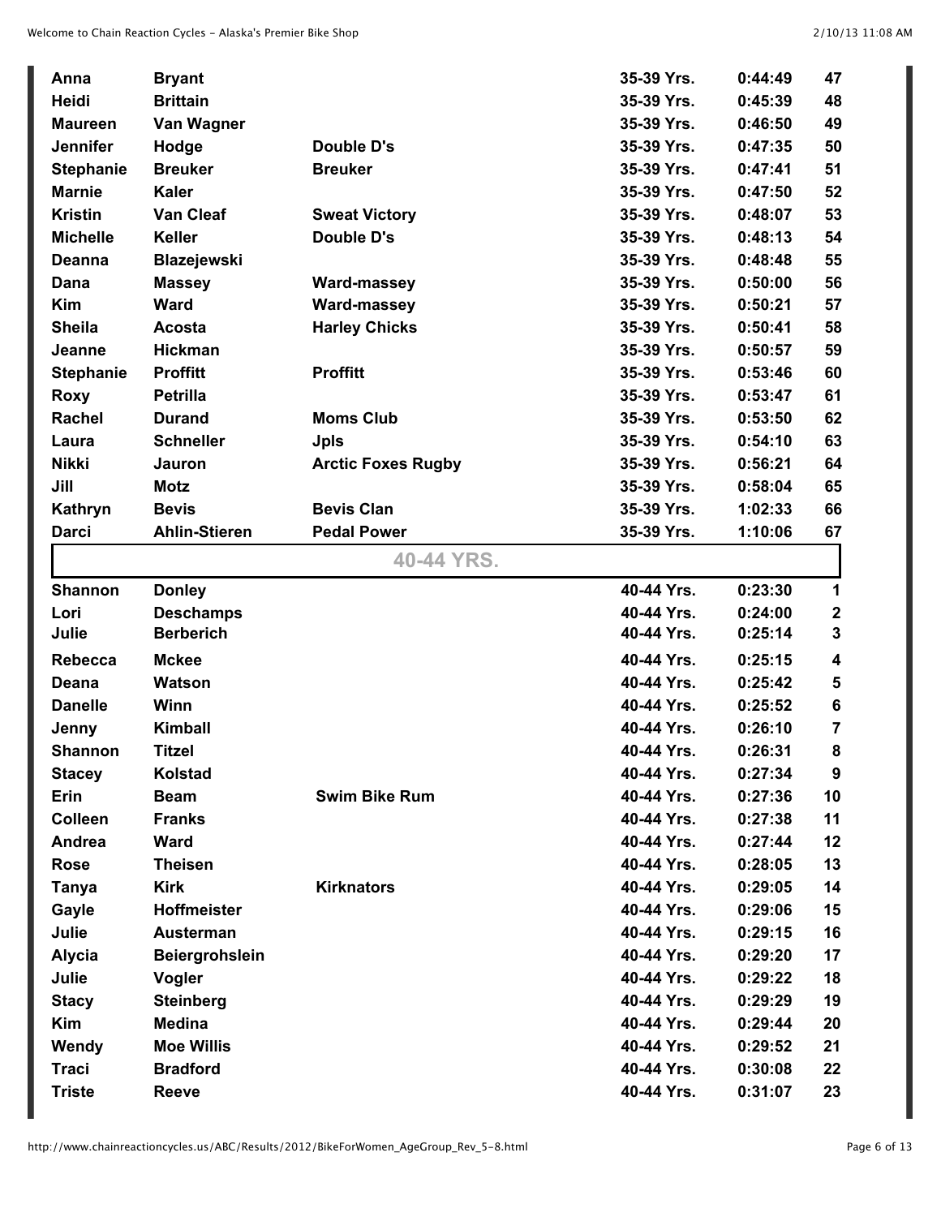| | | | | | |
|---|---|---|---|---|---|
| Anna | Bryant | | 35-39 Yrs. | 0:44:49 | 47 |
| Heidi | Brittain | | 35-39 Yrs. | 0:45:39 | 48 |
| Maureen | Van Wagner | | 35-39 Yrs. | 0:46:50 | 49 |
| Jennifer | Hodge | Double D's | 35-39 Yrs. | 0:47:35 | 50 |
| Stephanie | Breuker | Breuker | 35-39 Yrs. | 0:47:41 | 51 |
| Marnie | Kaler | | 35-39 Yrs. | 0:47:50 | 52 |
| Kristin | Van Cleaf | Sweat Victory | 35-39 Yrs. | 0:48:07 | 53 |
| Michelle | Keller | Double D's | 35-39 Yrs. | 0:48:13 | 54 |
| Deanna | Blazejewski | | 35-39 Yrs. | 0:48:48 | 55 |
| Dana | Massey | Ward-massey | 35-39 Yrs. | 0:50:00 | 56 |
| Kim | Ward | Ward-massey | 35-39 Yrs. | 0:50:21 | 57 |
| Sheila | Acosta | Harley Chicks | 35-39 Yrs. | 0:50:41 | 58 |
| Jeanne | Hickman | | 35-39 Yrs. | 0:50:57 | 59 |
| Stephanie | Proffitt | Proffitt | 35-39 Yrs. | 0:53:46 | 60 |
| Roxy | Petrilla | | 35-39 Yrs. | 0:53:47 | 61 |
| Rachel | Durand | Moms Club | 35-39 Yrs. | 0:53:50 | 62 |
| Laura | Schneller | Jpls | 35-39 Yrs. | 0:54:10 | 63 |
| Nikki | Jauron | Arctic Foxes Rugby | 35-39 Yrs. | 0:56:21 | 64 |
| Jill | Motz | | 35-39 Yrs. | 0:58:04 | 65 |
| Kathryn | Bevis | Bevis Clan | 35-39 Yrs. | 1:02:33 | 66 |
| Darci | Ahlin-Stieren | Pedal Power | 35-39 Yrs. | 1:10:06 | 67 |

## 40-44 YRS.

| | | | | | |
|---|---|---|---|---|---|
| Shannon | Donley | | 40-44 Yrs. | 0:23:30 | 1 |
| Lori | Deschamps | | 40-44 Yrs. | 0:24:00 | 2 |
| Julie | Berberich | | 40-44 Yrs. | 0:25:14 | 3 |
| Rebecca | Mckee | | 40-44 Yrs. | 0:25:15 | 4 |
| Deana | Watson | | 40-44 Yrs. | 0:25:42 | 5 |
| Danelle | Winn | | 40-44 Yrs. | 0:25:52 | 6 |
| Jenny | Kimball | | 40-44 Yrs. | 0:26:10 | 7 |
| Shannon | Titzel | | 40-44 Yrs. | 0:26:31 | 8 |
| Stacey | Kolstad | | 40-44 Yrs. | 0:27:34 | 9 |
| Erin | Beam | Swim Bike Rum | 40-44 Yrs. | 0:27:36 | 10 |
| Colleen | Franks | | 40-44 Yrs. | 0:27:38 | 11 |
| Andrea | Ward | | 40-44 Yrs. | 0:27:44 | 12 |
| Rose | Theisen | | 40-44 Yrs. | 0:28:05 | 13 |
| Tanya | Kirk | Kirknators | 40-44 Yrs. | 0:29:05 | 14 |
| Gayle | Hoffmeister | | 40-44 Yrs. | 0:29:06 | 15 |
| Julie | Austerman | | 40-44 Yrs. | 0:29:15 | 16 |
| Alycia | Beiergrohslein | | 40-44 Yrs. | 0:29:20 | 17 |
| Julie | Vogler | | 40-44 Yrs. | 0:29:22 | 18 |
| Stacy | Steinberg | | 40-44 Yrs. | 0:29:29 | 19 |
| Kim | Medina | | 40-44 Yrs. | 0:29:44 | 20 |
| Wendy | Moe Willis | | 40-44 Yrs. | 0:29:52 | 21 |
| Traci | Bradford | | 40-44 Yrs. | 0:30:08 | 22 |
| Triste | Reeve | | 40-44 Yrs. | 0:31:07 | 23 |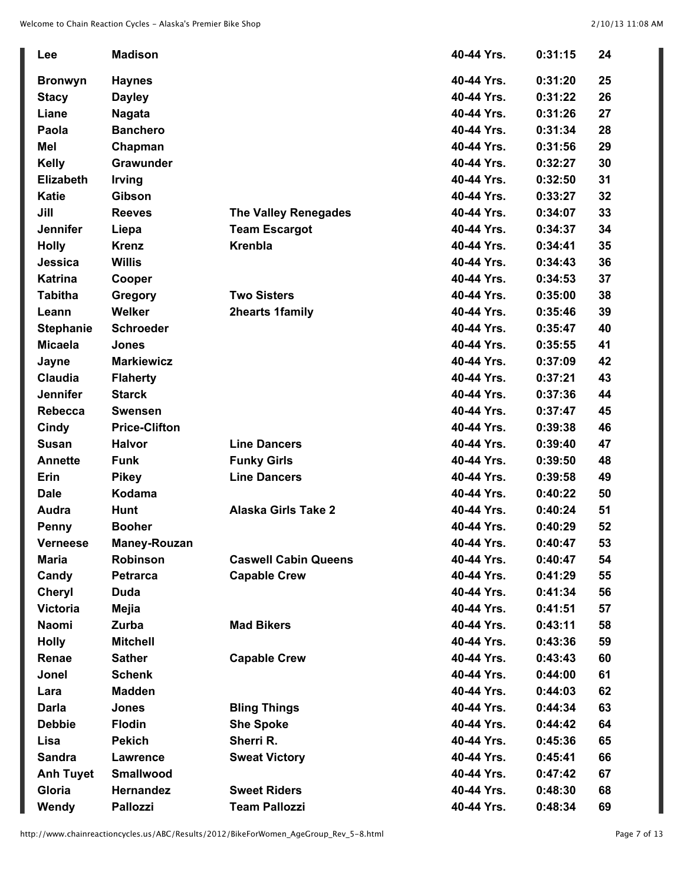| | | | | | |
|---|---|---|---|---|---|
| **Lee** | **Madison** | | **40-44 Yrs.** | **0:31:15** | **24** |
| **Bronwyn** | **Haynes** | | **40-44 Yrs.** | **0:31:20** | **25** |
| **Stacy** | **Dayley** | | **40-44 Yrs.** | **0:31:22** | **26** |
| **Liane** | **Nagata** | | **40-44 Yrs.** | **0:31:26** | **27** |
| **Paola** | **Banchero** | | **40-44 Yrs.** | **0:31:34** | **28** |
| **Mel** | **Chapman** | | **40-44 Yrs.** | **0:31:56** | **29** |
| **Kelly** | **Grawunder** | | **40-44 Yrs.** | **0:32:27** | **30** |
| **Elizabeth** | **Irving** | | **40-44 Yrs.** | **0:32:50** | **31** |
| **Katie** | **Gibson** | | **40-44 Yrs.** | **0:33:27** | **32** |
| **Jill** | **Reeves** | **The Valley Renegades** | **40-44 Yrs.** | **0:34:07** | **33** |
| **Jennifer** | **Liepa** | **Team Escargot** | **40-44 Yrs.** | **0:34:37** | **34** |
| **Holly** | **Krenz** | **Krenbla** | **40-44 Yrs.** | **0:34:41** | **35** |
| **Jessica** | **Willis** | | **40-44 Yrs.** | **0:34:43** | **36** |
| **Katrina** | **Cooper** | | **40-44 Yrs.** | **0:34:53** | **37** |
| **Tabitha** | **Gregory** | **Two Sisters** | **40-44 Yrs.** | **0:35:00** | **38** |
| **Leann** | **Welker** | **2hearts 1family** | **40-44 Yrs.** | **0:35:46** | **39** |
| **Stephanie** | **Schroeder** | | **40-44 Yrs.** | **0:35:47** | **40** |
| **Micaela** | **Jones** | | **40-44 Yrs.** | **0:35:55** | **41** |
| **Jayne** | **Markiewicz** | | **40-44 Yrs.** | **0:37:09** | **42** |
| **Claudia** | **Flaherty** | | **40-44 Yrs.** | **0:37:21** | **43** |
| **Jennifer** | **Starck** | | **40-44 Yrs.** | **0:37:36** | **44** |
| **Rebecca** | **Swensen** | | **40-44 Yrs.** | **0:37:47** | **45** |
| **Cindy** | **Price-Clifton** | | **40-44 Yrs.** | **0:39:38** | **46** |
| **Susan** | **Halvor** | **Line Dancers** | **40-44 Yrs.** | **0:39:40** | **47** |
| **Annette** | **Funk** | **Funky Girls** | **40-44 Yrs.** | **0:39:50** | **48** |
| **Erin** | **Pikey** | **Line Dancers** | **40-44 Yrs.** | **0:39:58** | **49** |
| **Dale** | **Kodama** | | **40-44 Yrs.** | **0:40:22** | **50** |
| **Audra** | **Hunt** | **Alaska Girls Take 2** | **40-44 Yrs.** | **0:40:24** | **51** |
| **Penny** | **Booher** | | **40-44 Yrs.** | **0:40:29** | **52** |
| **Verneese** | **Maney-Rouzan** | | **40-44 Yrs.** | **0:40:47** | **53** |
| **Maria** | **Robinson** | **Caswell Cabin Queens** | **40-44 Yrs.** | **0:40:47** | **54** |
| **Candy** | **Petrarca** | **Capable Crew** | **40-44 Yrs.** | **0:41:29** | **55** |
| **Cheryl** | **Duda** | | **40-44 Yrs.** | **0:41:34** | **56** |
| **Victoria** | **Mejia** | | **40-44 Yrs.** | **0:41:51** | **57** |
| **Naomi** | **Zurba** | **Mad Bikers** | **40-44 Yrs.** | **0:43:11** | **58** |
| **Holly** | **Mitchell** | | **40-44 Yrs.** | **0:43:36** | **59** |
| **Renae** | **Sather** | **Capable Crew** | **40-44 Yrs.** | **0:43:43** | **60** |
| **Jonel** | **Schenk** | | **40-44 Yrs.** | **0:44:00** | **61** |
| **Lara** | **Madden** | | **40-44 Yrs.** | **0:44:03** | **62** |
| **Darla** | **Jones** | **Bling Things** | **40-44 Yrs.** | **0:44:34** | **63** |
| **Debbie** | **Flodin** | **She Spoke** | **40-44 Yrs.** | **0:44:42** | **64** |
| **Lisa** | **Pekich** | **Sherri R.** | **40-44 Yrs.** | **0:45:36** | **65** |
| **Sandra** | **Lawrence** | **Sweat Victory** | **40-44 Yrs.** | **0:45:41** | **66** |
| **Anh Tuyet** | **Smallwood** | | **40-44 Yrs.** | **0:47:42** | **67** |
| **Gloria** | **Hernandez** | **Sweet Riders** | **40-44 Yrs.** | **0:48:30** | **68** |
| **Wendy** | **Pallozzi** | **Team Pallozzi** | **40-44 Yrs.** | **0:48:34** | **69** |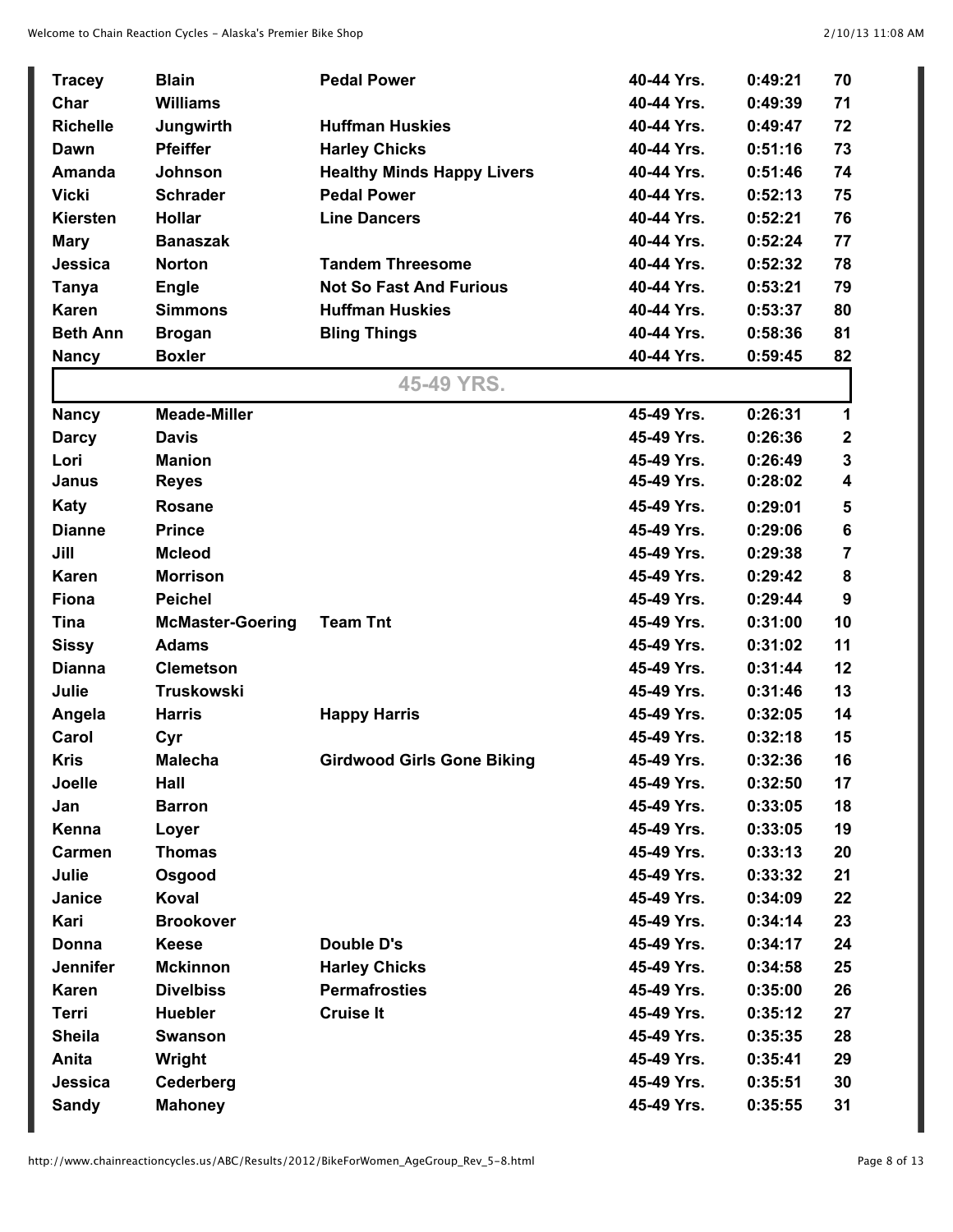| | | | | | |
|---|---|---|---|---|---|
| **Tracey** | **Blain** | **Pedal Power** | **40-44 Yrs.** | **0:49:21** | **70** |
| **Char** | **Williams** | | **40-44 Yrs.** | **0:49:39** | **71** |
| **Richelle** | **Jungwirth** | **Huffman Huskies** | **40-44 Yrs.** | **0:49:47** | **72** |
| **Dawn** | **Pfeiffer** | **Harley Chicks** | **40-44 Yrs.** | **0:51:16** | **73** |
| **Amanda** | **Johnson** | **Healthy Minds Happy Livers** | **40-44 Yrs.** | **0:51:46** | **74** |
| **Vicki** | **Schrader** | **Pedal Power** | **40-44 Yrs.** | **0:52:13** | **75** |
| **Kiersten** | **Hollar** | **Line Dancers** | **40-44 Yrs.** | **0:52:21** | **76** |
| **Mary** | **Banaszak** | | **40-44 Yrs.** | **0:52:24** | **77** |
| **Jessica** | **Norton** | **Tandem Threesome** | **40-44 Yrs.** | **0:52:32** | **78** |
| **Tanya** | **Engle** | **Not So Fast And Furious** | **40-44 Yrs.** | **0:53:21** | **79** |
| **Karen** | **Simmons** | **Huffman Huskies** | **40-44 Yrs.** | **0:53:37** | **80** |
| **Beth Ann** | **Brogan** | **Bling Things** | **40-44 Yrs.** | **0:58:36** | **81** |
| **Nancy** | **Boxler** | | **40-44 Yrs.** | **0:59:45** | **82** |

## 45-49 YRS.

| | | | | | |
|---|---|---|---|---|---|
| **Nancy** | **Meade-Miller** | | **45-49 Yrs.** | **0:26:31** | **1** |
| **Darcy** | **Davis** | | **45-49 Yrs.** | **0:26:36** | **2** |
| **Lori** | **Manion** | | **45-49 Yrs.** | **0:26:49** | **3** |
| **Janus** | **Reyes** | | **45-49 Yrs.** | **0:28:02** | **4** |
| **Katy** | **Rosane** | | **45-49 Yrs.** | **0:29:01** | **5** |
| **Dianne** | **Prince** | | **45-49 Yrs.** | **0:29:06** | **6** |
| **Jill** | **Mcleod** | | **45-49 Yrs.** | **0:29:38** | **7** |
| **Karen** | **Morrison** | | **45-49 Yrs.** | **0:29:42** | **8** |
| **Fiona** | **Peichel** | | **45-49 Yrs.** | **0:29:44** | **9** |
| **Tina** | **McMaster-Goering** | **Team Tnt** | **45-49 Yrs.** | **0:31:00** | **10** |
| **Sissy** | **Adams** | | **45-49 Yrs.** | **0:31:02** | **11** |
| **Dianna** | **Clemetson** | | **45-49 Yrs.** | **0:31:44** | **12** |
| **Julie** | **Truskowski** | | **45-49 Yrs.** | **0:31:46** | **13** |
| **Angela** | **Harris** | **Happy Harris** | **45-49 Yrs.** | **0:32:05** | **14** |
| **Carol** | **Cyr** | | **45-49 Yrs.** | **0:32:18** | **15** |
| **Kris** | **Malecha** | **Girdwood Girls Gone Biking** | **45-49 Yrs.** | **0:32:36** | **16** |
| **Joelle** | **Hall** | | **45-49 Yrs.** | **0:32:50** | **17** |
| **Jan** | **Barron** | | **45-49 Yrs.** | **0:33:05** | **18** |
| **Kenna** | **Loyer** | | **45-49 Yrs.** | **0:33:05** | **19** |
| **Carmen** | **Thomas** | | **45-49 Yrs.** | **0:33:13** | **20** |
| **Julie** | **Osgood** | | **45-49 Yrs.** | **0:33:32** | **21** |
| **Janice** | **Koval** | | **45-49 Yrs.** | **0:34:09** | **22** |
| **Kari** | **Brookover** | | **45-49 Yrs.** | **0:34:14** | **23** |
| **Donna** | **Keese** | **Double D's** | **45-49 Yrs.** | **0:34:17** | **24** |
| **Jennifer** | **Mckinnon** | **Harley Chicks** | **45-49 Yrs.** | **0:34:58** | **25** |
| **Karen** | **Divelbiss** | **Permafrosties** | **45-49 Yrs.** | **0:35:00** | **26** |
| **Terri** | **Huebler** | **Cruise It** | **45-49 Yrs.** | **0:35:12** | **27** |
| **Sheila** | **Swanson** | | **45-49 Yrs.** | **0:35:35** | **28** |
| **Anita** | **Wright** | | **45-49 Yrs.** | **0:35:41** | **29** |
| **Jessica** | **Cederberg** | | **45-49 Yrs.** | **0:35:51** | **30** |
| **Sandy** | **Mahoney** | | **45-49 Yrs.** | **0:35:55** | **31** |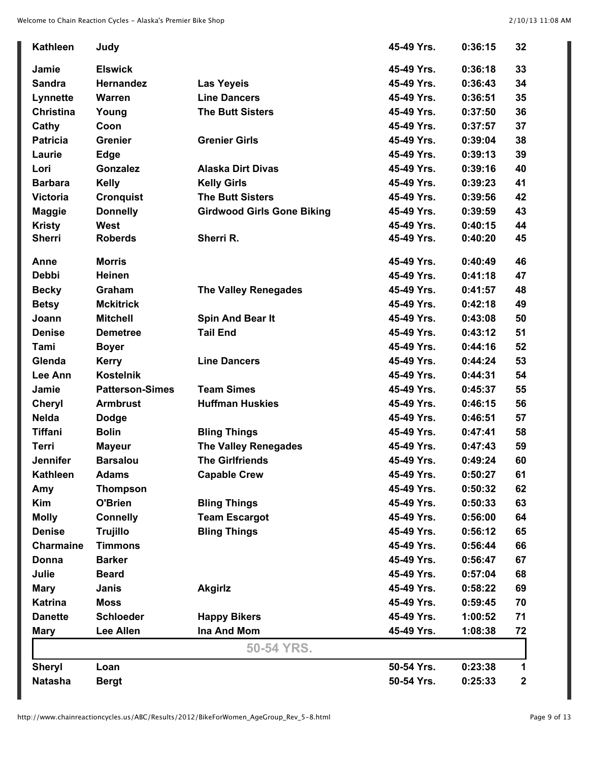| | | | | | |
|---|---|---|---|---|---|
| **Kathleen** | **Judy** | | **45-49 Yrs.** | **0:36:15** | **32** |
| **Jamie** | **Elswick** | | **45-49 Yrs.** | **0:36:18** | **33** |
| **Sandra** | **Hernandez** | **Las Yeyeis** | **45-49 Yrs.** | **0:36:43** | **34** |
| **Lynnette** | **Warren** | **Line Dancers** | **45-49 Yrs.** | **0:36:51** | **35** |
| **Christina** | **Young** | **The Butt Sisters** | **45-49 Yrs.** | **0:37:50** | **36** |
| **Cathy** | **Coon** | | **45-49 Yrs.** | **0:37:57** | **37** |
| **Patricia** | **Grenier** | **Grenier Girls** | **45-49 Yrs.** | **0:39:04** | **38** |
| **Laurie** | **Edge** | | **45-49 Yrs.** | **0:39:13** | **39** |
| **Lori** | **Gonzalez** | **Alaska Dirt Divas** | **45-49 Yrs.** | **0:39:16** | **40** |
| **Barbara** | **Kelly** | **Kelly Girls** | **45-49 Yrs.** | **0:39:23** | **41** |
| **Victoria** | **Cronquist** | **The Butt Sisters** | **45-49 Yrs.** | **0:39:56** | **42** |
| **Maggie** | **Donnelly** | **Girdwood Girls Gone Biking** | **45-49 Yrs.** | **0:39:59** | **43** |
| **Kristy** | **West** | | **45-49 Yrs.** | **0:40:15** | **44** |
| **Sherri** | **Roberds** | **Sherri R.** | **45-49 Yrs.** | **0:40:20** | **45** |
| **Anne** | **Morris** | | **45-49 Yrs.** | **0:40:49** | **46** |
| **Debbi** | **Heinen** | | **45-49 Yrs.** | **0:41:18** | **47** |
| **Becky** | **Graham** | **The Valley Renegades** | **45-49 Yrs.** | **0:41:57** | **48** |
| **Betsy** | **Mckitrick** | | **45-49 Yrs.** | **0:42:18** | **49** |
| **Joann** | **Mitchell** | **Spin And Bear It** | **45-49 Yrs.** | **0:43:08** | **50** |
| **Denise** | **Demetree** | **Tail End** | **45-49 Yrs.** | **0:43:12** | **51** |
| **Tami** | **Boyer** | | **45-49 Yrs.** | **0:44:16** | **52** |
| **Glenda** | **Kerry** | **Line Dancers** | **45-49 Yrs.** | **0:44:24** | **53** |
| **Lee Ann** | **Kostelnik** | | **45-49 Yrs.** | **0:44:31** | **54** |
| **Jamie** | **Patterson-Simes** | **Team Simes** | **45-49 Yrs.** | **0:45:37** | **55** |
| **Cheryl** | **Armbrust** | **Huffman Huskies** | **45-49 Yrs.** | **0:46:15** | **56** |
| **Nelda** | **Dodge** | | **45-49 Yrs.** | **0:46:51** | **57** |
| **Tiffani** | **Bolin** | **Bling Things** | **45-49 Yrs.** | **0:47:41** | **58** |
| **Terri** | **Mayeur** | **The Valley Renegades** | **45-49 Yrs.** | **0:47:43** | **59** |
| **Jennifer** | **Barsalou** | **The Girlfriends** | **45-49 Yrs.** | **0:49:24** | **60** |
| **Kathleen** | **Adams** | **Capable Crew** | **45-49 Yrs.** | **0:50:27** | **61** |
| **Amy** | **Thompson** | | **45-49 Yrs.** | **0:50:32** | **62** |
| **Kim** | **O'Brien** | **Bling Things** | **45-49 Yrs.** | **0:50:33** | **63** |
| **Molly** | **Connelly** | **Team Escargot** | **45-49 Yrs.** | **0:56:00** | **64** |
| **Denise** | **Trujillo** | **Bling Things** | **45-49 Yrs.** | **0:56:12** | **65** |
| **Charmaine** | **Timmons** | | **45-49 Yrs.** | **0:56:44** | **66** |
| **Donna** | **Barker** | | **45-49 Yrs.** | **0:56:47** | **67** |
| **Julie** | **Beard** | | **45-49 Yrs.** | **0:57:04** | **68** |
| **Mary** | **Janis** | **Akgirlz** | **45-49 Yrs.** | **0:58:22** | **69** |
| **Katrina** | **Moss** | | **45-49 Yrs.** | **0:59:45** | **70** |
| **Danette** | **Schloeder** | **Happy Bikers** | **45-49 Yrs.** | **1:00:52** | **71** |
| **Mary** | **Lee Allen** | **Ina And Mom** | **45-49 Yrs.** | **1:08:38** | **72** |
| | | **50-54 YRS.** | | | |
| **Sheryl** | **Loan** | | **50-54 Yrs.** | **0:23:38** | **1** |
| **Natasha** | **Bergt** | | **50-54 Yrs.** | **0:25:33** | **2** |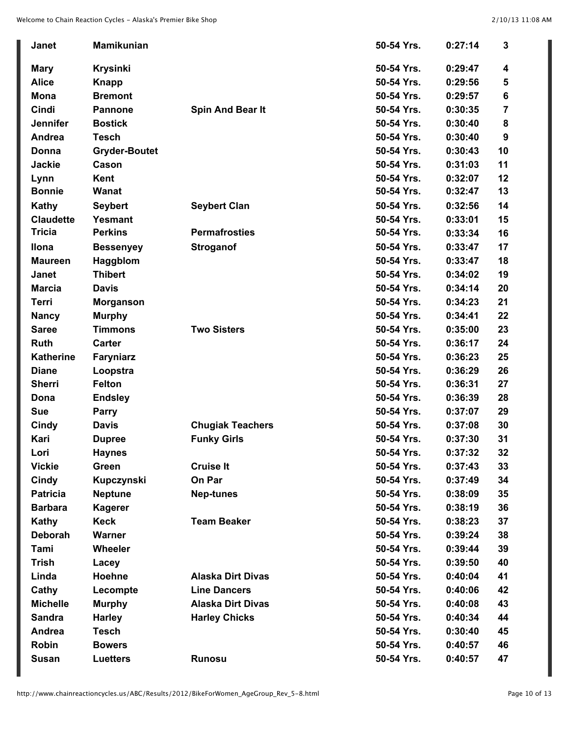| | | | | | |
|---|---|---|---|---|---|
| **Janet** | **Mamikunian** | | **50-54 Yrs.** | **0:27:14** | **3** |
| **Mary** | **Krysinki** | | **50-54 Yrs.** | **0:29:47** | **4** |
| **Alice** | **Knapp** | | **50-54 Yrs.** | **0:29:56** | **5** |
| **Mona** | **Bremont** | | **50-54 Yrs.** | **0:29:57** | **6** |
| **Cindi** | **Pannone** | **Spin And Bear It** | **50-54 Yrs.** | **0:30:35** | **7** |
| **Jennifer** | **Bostick** | | **50-54 Yrs.** | **0:30:40** | **8** |
| **Andrea** | **Tesch** | | **50-54 Yrs.** | **0:30:40** | **9** |
| **Donna** | **Gryder-Boutet** | | **50-54 Yrs.** | **0:30:43** | **10** |
| **Jackie** | **Cason** | | **50-54 Yrs.** | **0:31:03** | **11** |
| **Lynn** | **Kent** | | **50-54 Yrs.** | **0:32:07** | **12** |
| **Bonnie** | **Wanat** | | **50-54 Yrs.** | **0:32:47** | **13** |
| **Kathy** | **Seybert** | **Seybert Clan** | **50-54 Yrs.** | **0:32:56** | **14** |
| **Claudette** | **Yesmant** | | **50-54 Yrs.** | **0:33:01** | **15** |
| **Tricia** | **Perkins** | **Permafrosties** | **50-54 Yrs.** | **0:33:34** | **16** |
| **Ilona** | **Bessenyey** | **Stroganof** | **50-54 Yrs.** | **0:33:47** | **17** |
| **Maureen** | **Haggblom** | | **50-54 Yrs.** | **0:33:47** | **18** |
| **Janet** | **Thibert** | | **50-54 Yrs.** | **0:34:02** | **19** |
| **Marcia** | **Davis** | | **50-54 Yrs.** | **0:34:14** | **20** |
| **Terri** | **Morganson** | | **50-54 Yrs.** | **0:34:23** | **21** |
| **Nancy** | **Murphy** | | **50-54 Yrs.** | **0:34:41** | **22** |
| **Saree** | **Timmons** | **Two Sisters** | **50-54 Yrs.** | **0:35:00** | **23** |
| **Ruth** | **Carter** | | **50-54 Yrs.** | **0:36:17** | **24** |
| **Katherine** | **Faryniarz** | | **50-54 Yrs.** | **0:36:23** | **25** |
| **Diane** | **Loopstra** | | **50-54 Yrs.** | **0:36:29** | **26** |
| **Sherri** | **Felton** | | **50-54 Yrs.** | **0:36:31** | **27** |
| **Dona** | **Endsley** | | **50-54 Yrs.** | **0:36:39** | **28** |
| **Sue** | **Parry** | | **50-54 Yrs.** | **0:37:07** | **29** |
| **Cindy** | **Davis** | **Chugiak Teachers** | **50-54 Yrs.** | **0:37:08** | **30** |
| **Kari** | **Dupree** | **Funky Girls** | **50-54 Yrs.** | **0:37:30** | **31** |
| **Lori** | **Haynes** | | **50-54 Yrs.** | **0:37:32** | **32** |
| **Vickie** | **Green** | **Cruise It** | **50-54 Yrs.** | **0:37:43** | **33** |
| **Cindy** | **Kupczynski** | **On Par** | **50-54 Yrs.** | **0:37:49** | **34** |
| **Patricia** | **Neptune** | **Nep-tunes** | **50-54 Yrs.** | **0:38:09** | **35** |
| **Barbara** | **Kagerer** | | **50-54 Yrs.** | **0:38:19** | **36** |
| **Kathy** | **Keck** | **Team Beaker** | **50-54 Yrs.** | **0:38:23** | **37** |
| **Deborah** | **Warner** | | **50-54 Yrs.** | **0:39:24** | **38** |
| **Tami** | **Wheeler** | | **50-54 Yrs.** | **0:39:44** | **39** |
| **Trish** | **Lacey** | | **50-54 Yrs.** | **0:39:50** | **40** |
| **Linda** | **Hoehne** | **Alaska Dirt Divas** | **50-54 Yrs.** | **0:40:04** | **41** |
| **Cathy** | **Lecompte** | **Line Dancers** | **50-54 Yrs.** | **0:40:06** | **42** |
| **Michelle** | **Murphy** | **Alaska Dirt Divas** | **50-54 Yrs.** | **0:40:08** | **43** |
| **Sandra** | **Harley** | **Harley Chicks** | **50-54 Yrs.** | **0:40:34** | **44** |
| **Andrea** | **Tesch** | | **50-54 Yrs.** | **0:30:40** | **45** |
| **Robin** | **Bowers** | | **50-54 Yrs.** | **0:40:57** | **46** |
| **Susan** | **Luetters** | **Runosu** | **50-54 Yrs.** | **0:40:57** | **47** |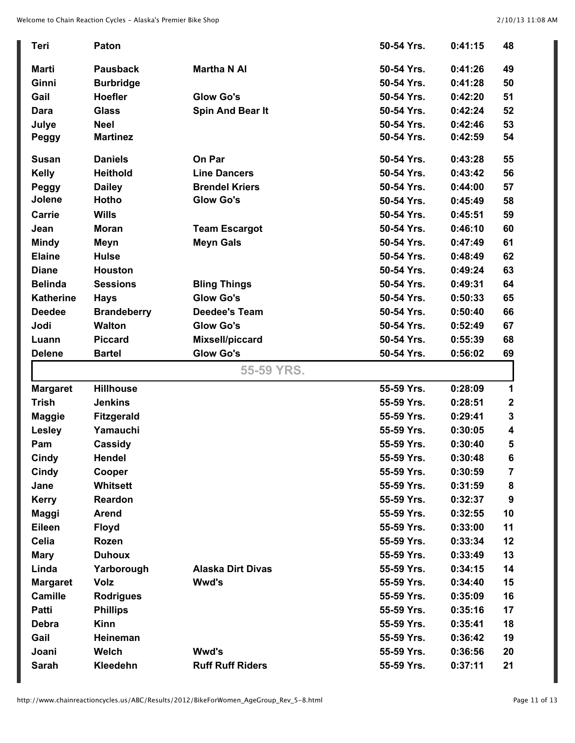| | | | | | |
|---|---|---|---|---|---|
| **Teri** | **Paton** | | **50-54 Yrs.** | **0:41:15** | **48** |
| **Marti** | **Pausback** | **Martha N Al** | **50-54 Yrs.** | **0:41:26** | **49** |
| **Ginni** | **Burbridge** | | **50-54 Yrs.** | **0:41:28** | **50** |
| **Gail** | **Hoefler** | **Glow Go's** | **50-54 Yrs.** | **0:42:20** | **51** |
| **Dara** | **Glass** | **Spin And Bear It** | **50-54 Yrs.** | **0:42:24** | **52** |
| **Julye** | **Neel** | | **50-54 Yrs.** | **0:42:46** | **53** |
| **Peggy** | **Martinez** | | **50-54 Yrs.** | **0:42:59** | **54** |
| **Susan** | **Daniels** | **On Par** | **50-54 Yrs.** | **0:43:28** | **55** |
| **Kelly** | **Heithold** | **Line Dancers** | **50-54 Yrs.** | **0:43:42** | **56** |
| **Peggy** | **Dailey** | **Brendel Kriers** | **50-54 Yrs.** | **0:44:00** | **57** |
| **Jolene** | **Hotho** | **Glow Go's** | **50-54 Yrs.** | **0:45:49** | **58** |
| **Carrie** | **Wills** | | **50-54 Yrs.** | **0:45:51** | **59** |
| **Jean** | **Moran** | **Team Escargot** | **50-54 Yrs.** | **0:46:10** | **60** |
| **Mindy** | **Meyn** | **Meyn Gals** | **50-54 Yrs.** | **0:47:49** | **61** |
| **Elaine** | **Hulse** | | **50-54 Yrs.** | **0:48:49** | **62** |
| **Diane** | **Houston** | | **50-54 Yrs.** | **0:49:24** | **63** |
| **Belinda** | **Sessions** | **Bling Things** | **50-54 Yrs.** | **0:49:31** | **64** |
| **Katherine** | **Hays** | **Glow Go's** | **50-54 Yrs.** | **0:50:33** | **65** |
| **Deedee** | **Brandeberry** | **Deedee's Team** | **50-54 Yrs.** | **0:50:40** | **66** |
| **Jodi** | **Walton** | **Glow Go's** | **50-54 Yrs.** | **0:52:49** | **67** |
| **Luann** | **Piccard** | **Mixsell/piccard** | **50-54 Yrs.** | **0:55:39** | **68** |
| **Delene** | **Bartel** | **Glow Go's** | **50-54 Yrs.** | **0:56:02** | **69** |
| | | **55-59 YRS.** | | | |
| **Margaret** | **Hillhouse** | | **55-59 Yrs.** | **0:28:09** | **1** |
| **Trish** | **Jenkins** | | **55-59 Yrs.** | **0:28:51** | **2** |
| **Maggie** | **Fitzgerald** | | **55-59 Yrs.** | **0:29:41** | **3** |
| **Lesley** | **Yamauchi** | | **55-59 Yrs.** | **0:30:05** | **4** |
| **Pam** | **Cassidy** | | **55-59 Yrs.** | **0:30:40** | **5** |
| **Cindy** | **Hendel** | | **55-59 Yrs.** | **0:30:48** | **6** |
| **Cindy** | **Cooper** | | **55-59 Yrs.** | **0:30:59** | **7** |
| **Jane** | **Whitsett** | | **55-59 Yrs.** | **0:31:59** | **8** |
| **Kerry** | **Reardon** | | **55-59 Yrs.** | **0:32:37** | **9** |
| **Maggi** | **Arend** | | **55-59 Yrs.** | **0:32:55** | **10** |
| **Eileen** | **Floyd** | | **55-59 Yrs.** | **0:33:00** | **11** |
| **Celia** | **Rozen** | | **55-59 Yrs.** | **0:33:34** | **12** |
| **Mary** | **Duhoux** | | **55-59 Yrs.** | **0:33:49** | **13** |
| **Linda** | **Yarborough** | **Alaska Dirt Divas** | **55-59 Yrs.** | **0:34:15** | **14** |
| **Margaret** | **Volz** | **Wwd's** | **55-59 Yrs.** | **0:34:40** | **15** |
| **Camille** | **Rodrigues** | | **55-59 Yrs.** | **0:35:09** | **16** |
| **Patti** | **Phillips** | | **55-59 Yrs.** | **0:35:16** | **17** |
| **Debra** | **Kinn** | | **55-59 Yrs.** | **0:35:41** | **18** |
| **Gail** | **Heineman** | | **55-59 Yrs.** | **0:36:42** | **19** |
| **Joani** | **Welch** | **Wwd's** | **55-59 Yrs.** | **0:36:56** | **20** |
| **Sarah** | **Kleedehn** | **Ruff Ruff Riders** | **55-59 Yrs.** | **0:37:11** | **21** |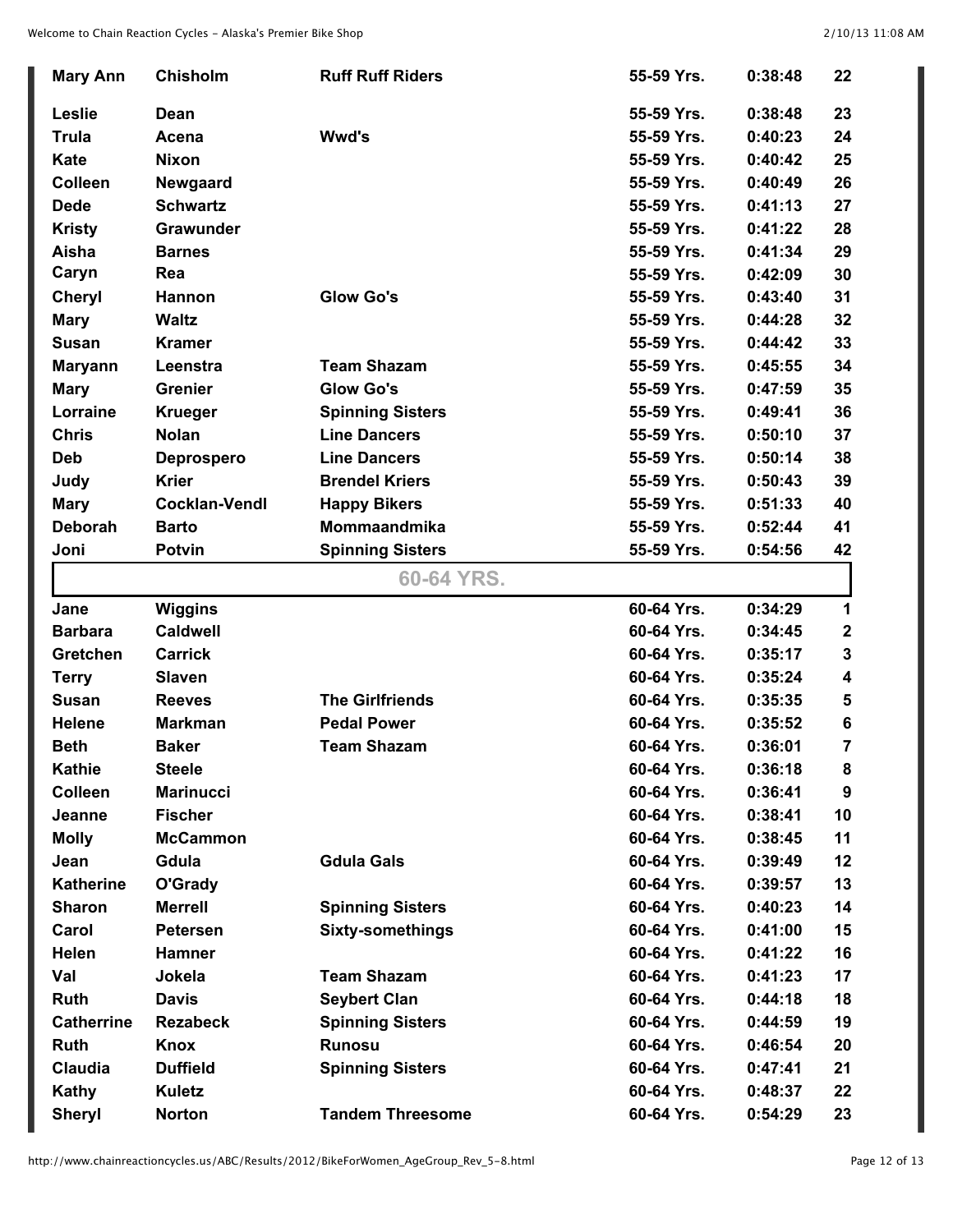| | | | | | |
|---|---|---|---|---|---|
| **Mary Ann** | **Chisholm** | **Ruff Ruff Riders** | **55-59 Yrs.** | **0:38:48** | **22** |
| **Leslie** | **Dean** | | **55-59 Yrs.** | **0:38:48** | **23** |
| **Trula** | **Acena** | **Wwd's** | **55-59 Yrs.** | **0:40:23** | **24** |
| **Kate** | **Nixon** | | **55-59 Yrs.** | **0:40:42** | **25** |
| **Colleen** | **Newgaard** | | **55-59 Yrs.** | **0:40:49** | **26** |
| **Dede** | **Schwartz** | | **55-59 Yrs.** | **0:41:13** | **27** |
| **Kristy** | **Grawunder** | | **55-59 Yrs.** | **0:41:22** | **28** |
| **Aisha** | **Barnes** | | **55-59 Yrs.** | **0:41:34** | **29** |
| **Caryn** | **Rea** | | **55-59 Yrs.** | **0:42:09** | **30** |
| **Cheryl** | **Hannon** | **Glow Go's** | **55-59 Yrs.** | **0:43:40** | **31** |
| **Mary** | **Waltz** | | **55-59 Yrs.** | **0:44:28** | **32** |
| **Susan** | **Kramer** | | **55-59 Yrs.** | **0:44:42** | **33** |
| **Maryann** | **Leenstra** | **Team Shazam** | **55-59 Yrs.** | **0:45:55** | **34** |
| **Mary** | **Grenier** | **Glow Go's** | **55-59 Yrs.** | **0:47:59** | **35** |
| **Lorraine** | **Krueger** | **Spinning Sisters** | **55-59 Yrs.** | **0:49:41** | **36** |
| **Chris** | **Nolan** | **Line Dancers** | **55-59 Yrs.** | **0:50:10** | **37** |
| **Deb** | **Deprospero** | **Line Dancers** | **55-59 Yrs.** | **0:50:14** | **38** |
| **Judy** | **Krier** | **Brendel Kriers** | **55-59 Yrs.** | **0:50:43** | **39** |
| **Mary** | **Cocklan-Vendl** | **Happy Bikers** | **55-59 Yrs.** | **0:51:33** | **40** |
| **Deborah** | **Barto** | **Mommaandmika** | **55-59 Yrs.** | **0:52:44** | **41** |
| **Joni** | **Potvin** | **Spinning Sisters** | **55-59 Yrs.** | **0:54:56** | **42** |
| | | **60-64 YRS.** | | | |
| **Jane** | **Wiggins** | | **60-64 Yrs.** | **0:34:29** | **1** |
| **Barbara** | **Caldwell** | | **60-64 Yrs.** | **0:34:45** | **2** |
| **Gretchen** | **Carrick** | | **60-64 Yrs.** | **0:35:17** | **3** |
| **Terry** | **Slaven** | | **60-64 Yrs.** | **0:35:24** | **4** |
| **Susan** | **Reeves** | **The Girlfriends** | **60-64 Yrs.** | **0:35:35** | **5** |
| **Helene** | **Markman** | **Pedal Power** | **60-64 Yrs.** | **0:35:52** | **6** |
| **Beth** | **Baker** | **Team Shazam** | **60-64 Yrs.** | **0:36:01** | **7** |
| **Kathie** | **Steele** | | **60-64 Yrs.** | **0:36:18** | **8** |
| **Colleen** | **Marinucci** | | **60-64 Yrs.** | **0:36:41** | **9** |
| **Jeanne** | **Fischer** | | **60-64 Yrs.** | **0:38:41** | **10** |
| **Molly** | **McCammon** | | **60-64 Yrs.** | **0:38:45** | **11** |
| **Jean** | **Gdula** | **Gdula Gals** | **60-64 Yrs.** | **0:39:49** | **12** |
| **Katherine** | **O'Grady** | | **60-64 Yrs.** | **0:39:57** | **13** |
| **Sharon** | **Merrell** | **Spinning Sisters** | **60-64 Yrs.** | **0:40:23** | **14** |
| **Carol** | **Petersen** | **Sixty-somethings** | **60-64 Yrs.** | **0:41:00** | **15** |
| **Helen** | **Hamner** | | **60-64 Yrs.** | **0:41:22** | **16** |
| **Val** | **Jokela** | **Team Shazam** | **60-64 Yrs.** | **0:41:23** | **17** |
| **Ruth** | **Davis** | **Seybert Clan** | **60-64 Yrs.** | **0:44:18** | **18** |
| **Catherrine** | **Rezabeck** | **Spinning Sisters** | **60-64 Yrs.** | **0:44:59** | **19** |
| **Ruth** | **Knox** | **Runosu** | **60-64 Yrs.** | **0:46:54** | **20** |
| **Claudia** | **Duffield** | **Spinning Sisters** | **60-64 Yrs.** | **0:47:41** | **21** |
| **Kathy** | **Kuletz** | | **60-64 Yrs.** | **0:48:37** | **22** |
| **Sheryl** | **Norton** | **Tandem Threesome** | **60-64 Yrs.** | **0:54:29** | **23** |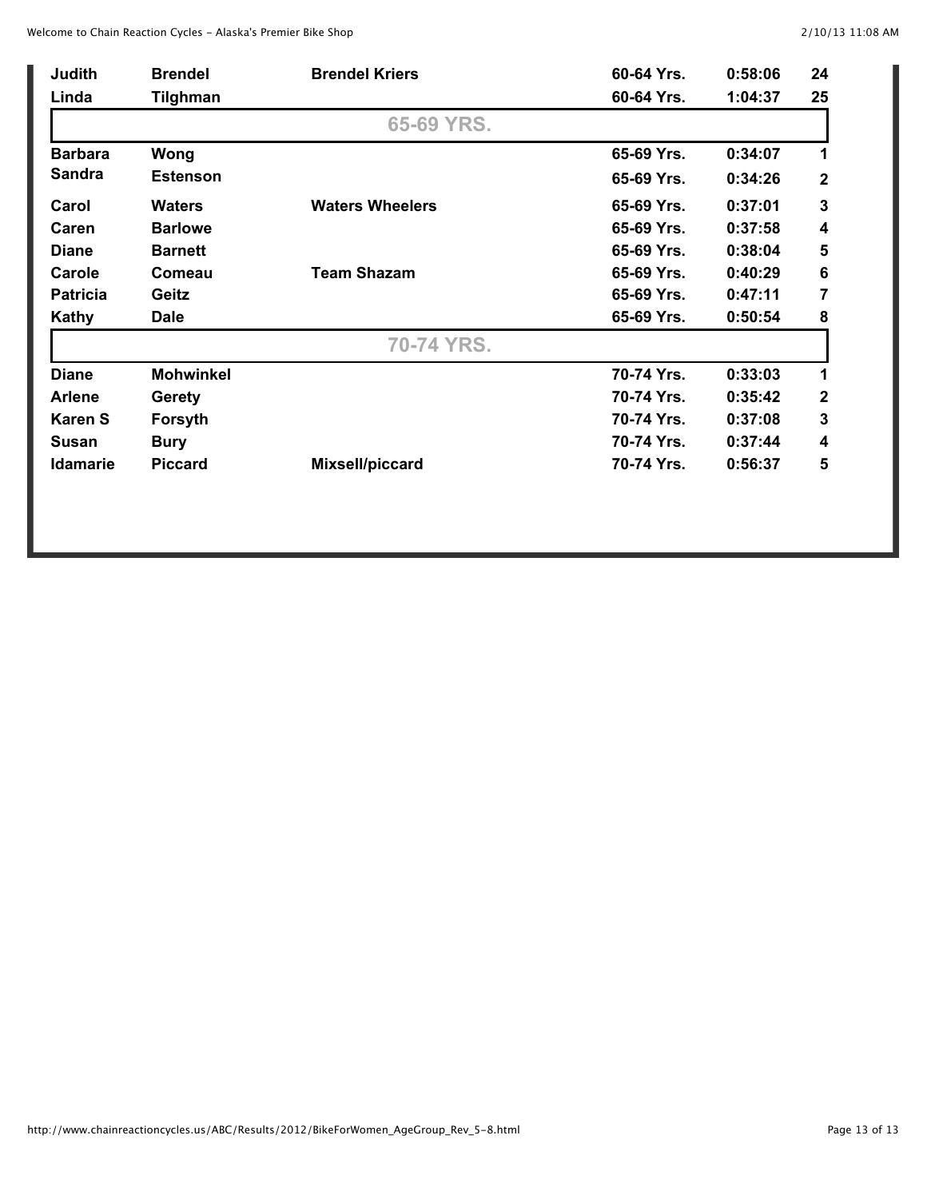| | | | | | |
|---|---|---|---|---|---|
| Judith | Brendel | Brendel Kriers | 60-64 Yrs. | 0:58:06 | 24 |
| Linda | Tilghman | | 60-64 Yrs. | 1:04:37 | 25 |
| | | **65-69 YRS.** | | | |
| Barbara | Wong | | 65-69 Yrs. | 0:34:07 | 1 |
| Sandra | Estenson | | 65-69 Yrs. | 0:34:26 | 2 |
| Carol | Waters | Waters Wheelers | 65-69 Yrs. | 0:37:01 | 3 |
| Caren | Barlowe | | 65-69 Yrs. | 0:37:58 | 4 |
| Diane | Barnett | | 65-69 Yrs. | 0:38:04 | 5 |
| Carole | Comeau | Team Shazam | 65-69 Yrs. | 0:40:29 | 6 |
| Patricia | Geitz | | 65-69 Yrs. | 0:47:11 | 7 |
| Kathy | Dale | | 65-69 Yrs. | 0:50:54 | 8 |
| | | **70-74 YRS.** | | | |
| Diane | Mohwinkel | | 70-74 Yrs. | 0:33:03 | 1 |
| Arlene | Gerety | | 70-74 Yrs. | 0:35:42 | 2 |
| Karen S | Forsyth | | 70-74 Yrs. | 0:37:08 | 3 |
| Susan | Bury | | 70-74 Yrs. | 0:37:44 | 4 |
| Idamarie | Piccard | Mixsell/piccard | 70-74 Yrs. | 0:56:37 | 5 |